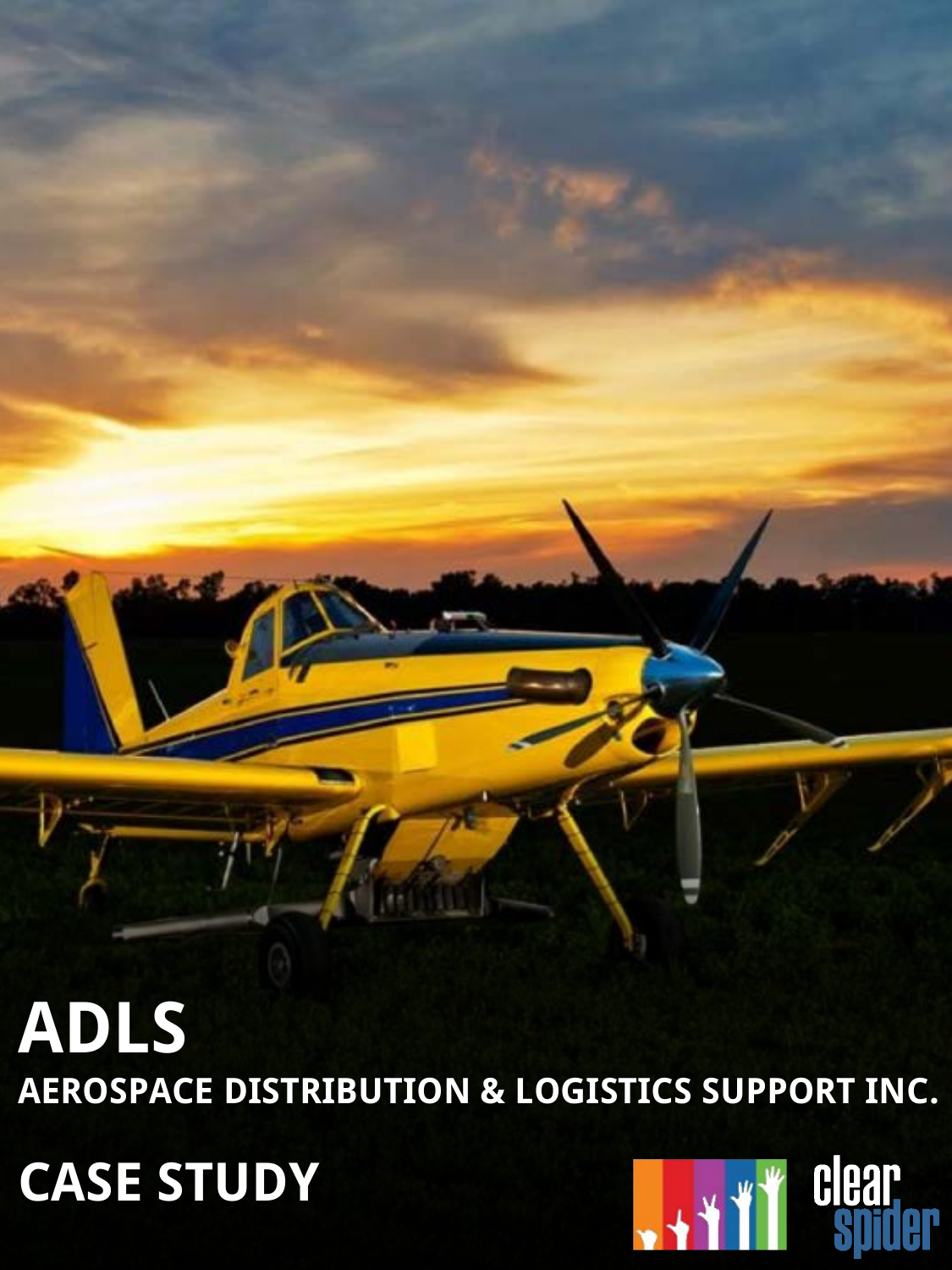# ADLS

## AEROSPACE DISTRIBUTION & LOGISTICS SUPPORT INC.

## CASE STUDY

clear spider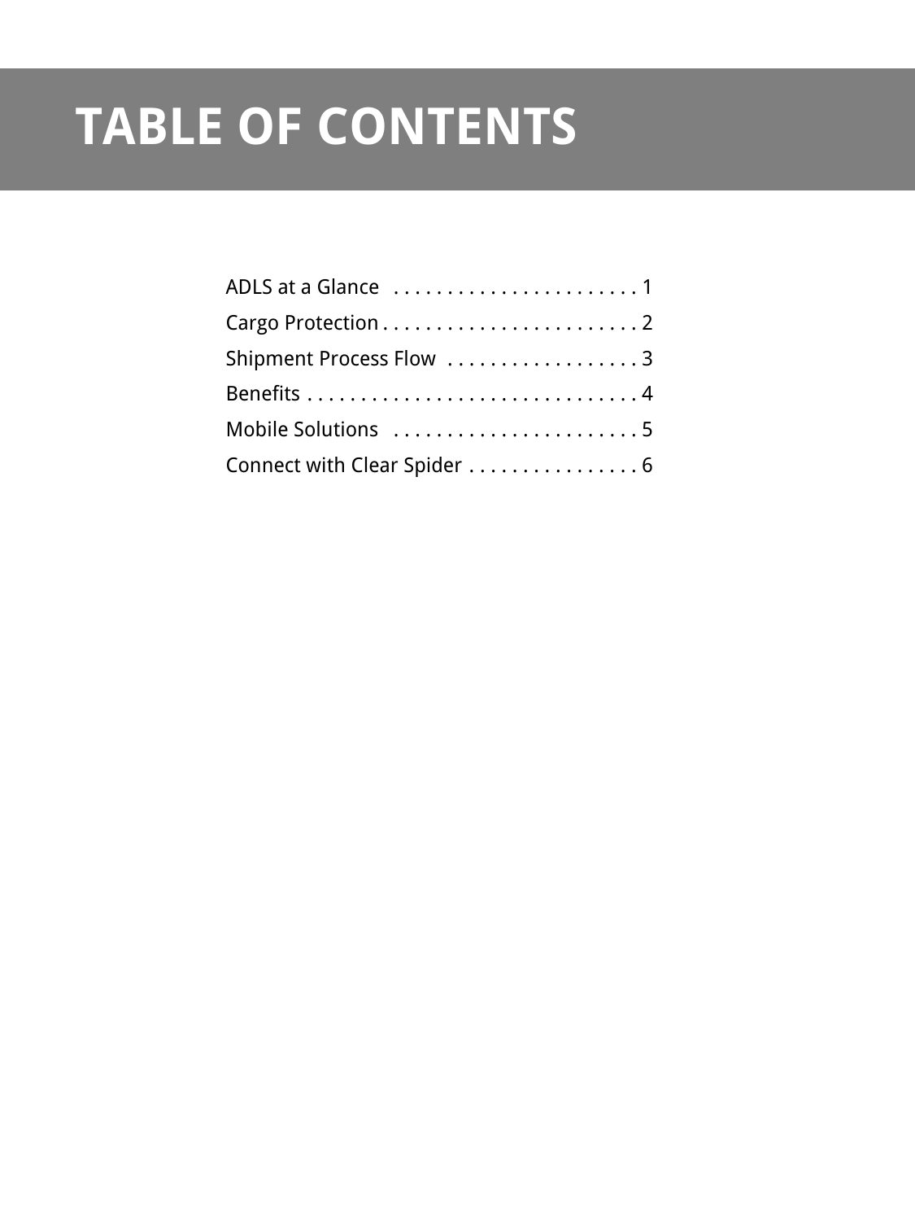# TABLE OF CONTENTS

ADLS at a Glance . . . . . . . . . . . . . . . . . . . . . . . 1

Cargo Protection . . . . . . . . . . . . . . . . . . . . . . . . 2

Shipment Process Flow . . . . . . . . . . . . . . . . . . 3

Benefits . . . . . . . . . . . . . . . . . . . . . . . . . . . . . . . 4

Mobile Solutions . . . . . . . . . . . . . . . . . . . . . . . 5

Connect with Clear Spider . . . . . . . . . . . . . . . . 6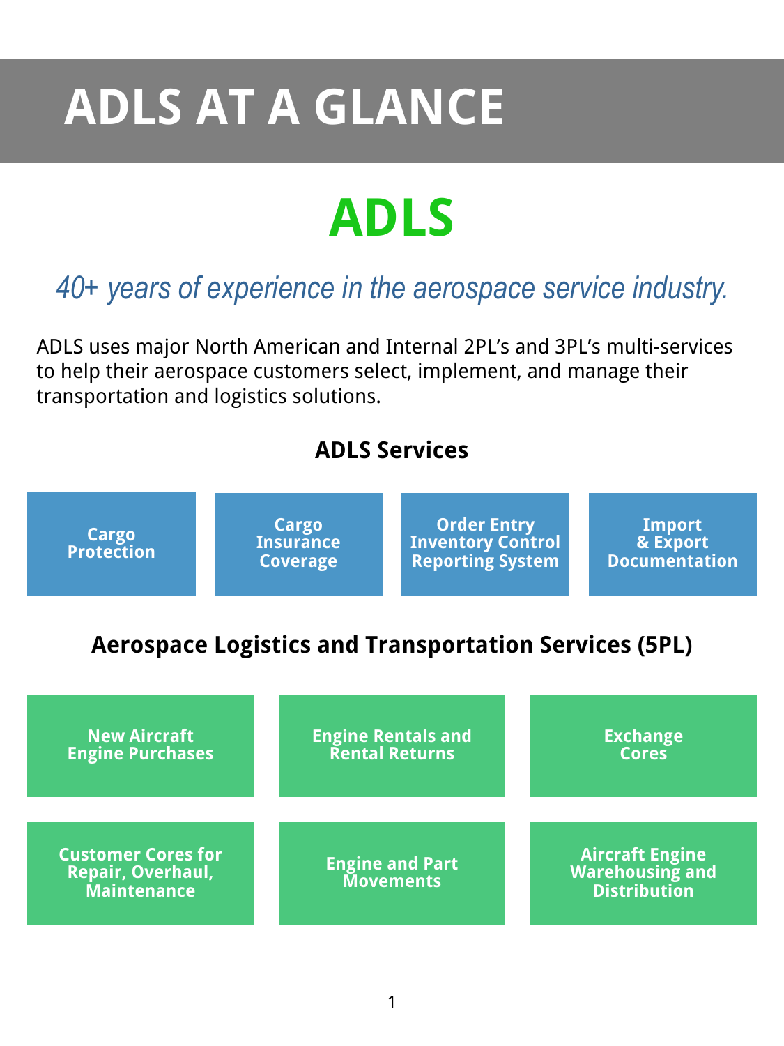# ADLS AT A GLANCE

## ADLS

*40+ years of experience in the aerospace service industry.*

ADLS uses major North American and Internal 2PL's and 3PL's multi-services to help their aerospace customers select, implement, and manage their transportation and logistics solutions.

### ADLS Services

- **Cargo Protection**
- **Cargo Insurance Coverage**
- **Order Entry Inventory Control Reporting System**
- **Import & Export Documentation**

### Aerospace Logistics and Transportation Services (5PL)

- **New Aircraft Engine Purchases**
- **Engine Rentals and Rental Returns**
- **Exchange Cores**
- **Customer Cores for Repair, Overhaul, Maintenance**
- **Engine and Part Movements**
- **Aircraft Engine Warehousing and Distribution**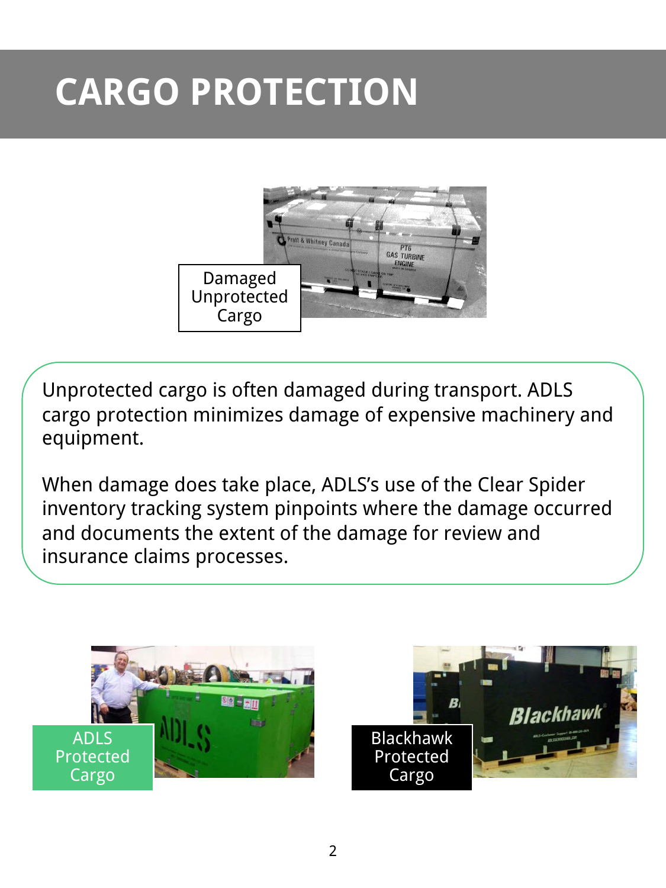# CARGO PROTECTION

Damaged Unprotected Cargo

Unprotected cargo is often damaged during transport. ADLS cargo protection minimizes damage of expensive machinery and equipment.

When damage does take place, ADLS's use of the Clear Spider inventory tracking system pinpoints where the damage occurred and documents the extent of the damage for review and insurance claims processes.

ADLS Protected Cargo

Blackhawk Protected Cargo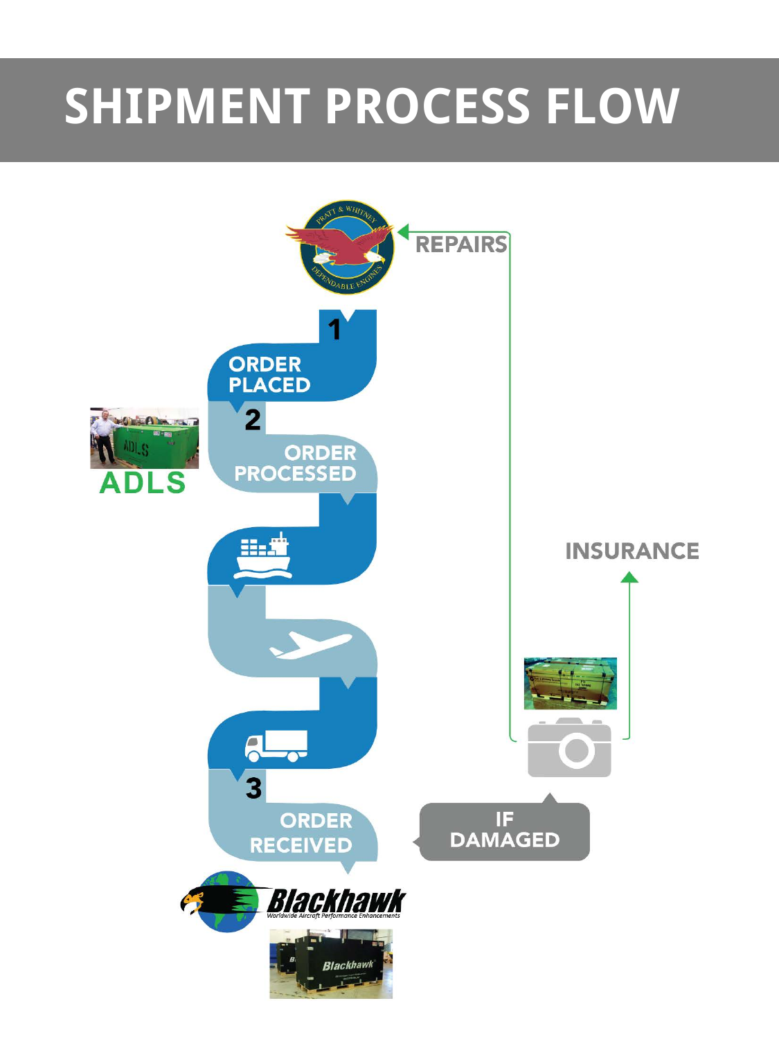# SHIPMENT PROCESS FLOW

REPAIRS

1

ORDER PLACED

2

ORDER PROCESSED

ADLS

INSURANCE

3

ORDER RECEIVED

IF DAMAGED

Blackhawk

Worldwide Aircraft Performance Enhancements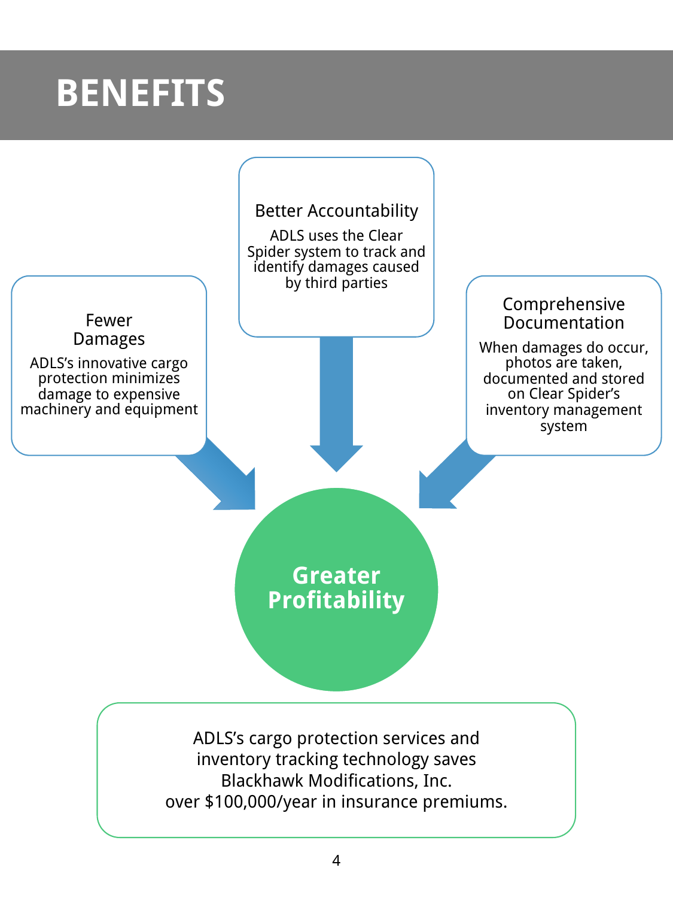# BENEFITS

### Better Accountability

ADLS uses the Clear Spider system to track and identify damages caused by third parties

### Fewer Damages

ADLS's innovative cargo protection minimizes damage to expensive machinery and equipment

### Comprehensive Documentation

When damages do occur, photos are taken, documented and stored on Clear Spider's inventory management system

## Greater Profitability

ADLS's cargo protection services and inventory tracking technology saves Blackhawk Modifications, Inc. over $100,000/year in insurance premiums.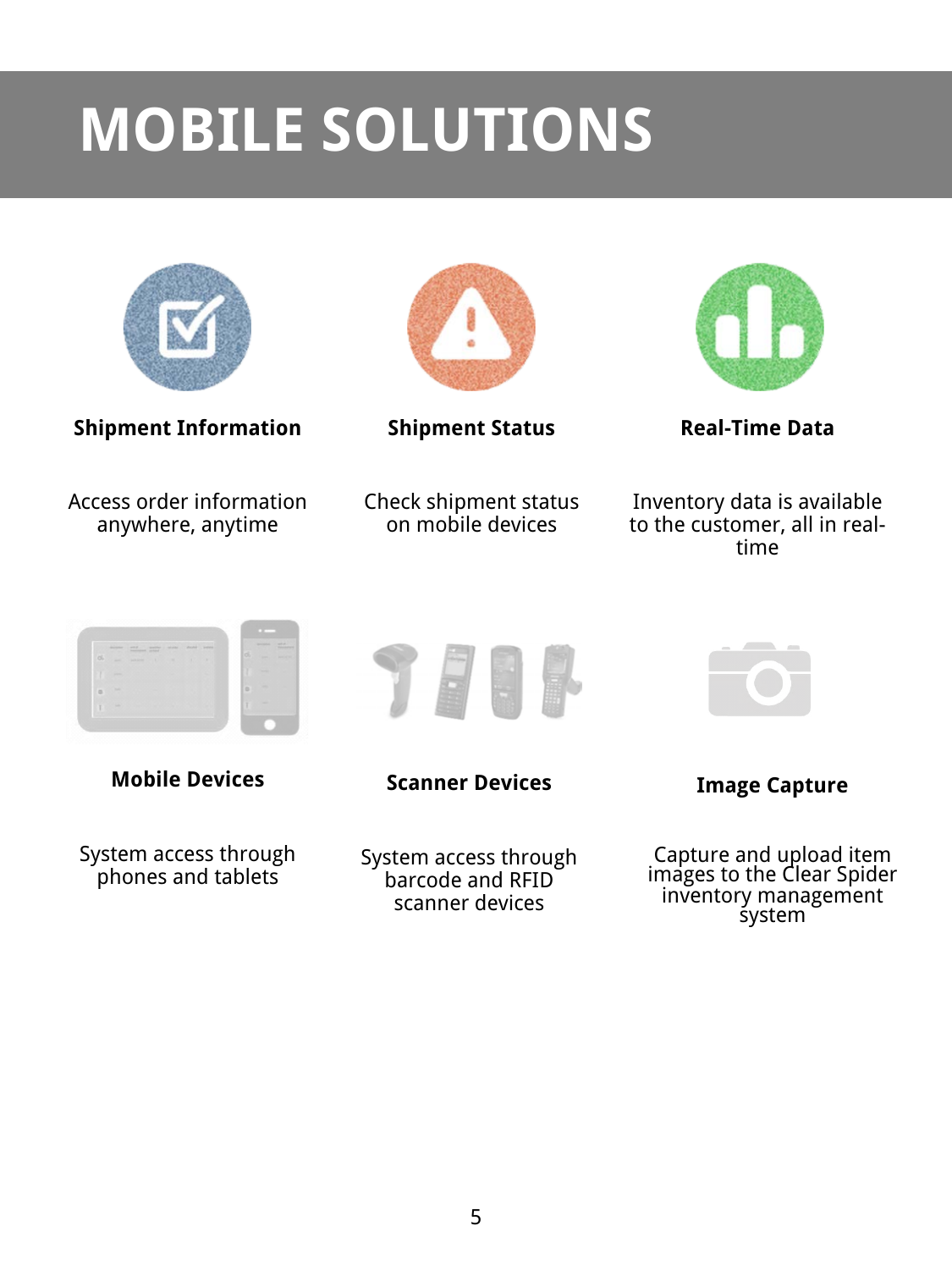# MOBILE SOLUTIONS

**Shipment Information**

Access order information anywhere, anytime

**Shipment Status**

Check shipment status on mobile devices

**Real-Time Data**

Inventory data is available to the customer, all in real-time

**Mobile Devices**

System access through phones and tablets

**Scanner Devices**

System access through barcode and RFID scanner devices

**Image Capture**

Capture and upload item images to the Clear Spider inventory management system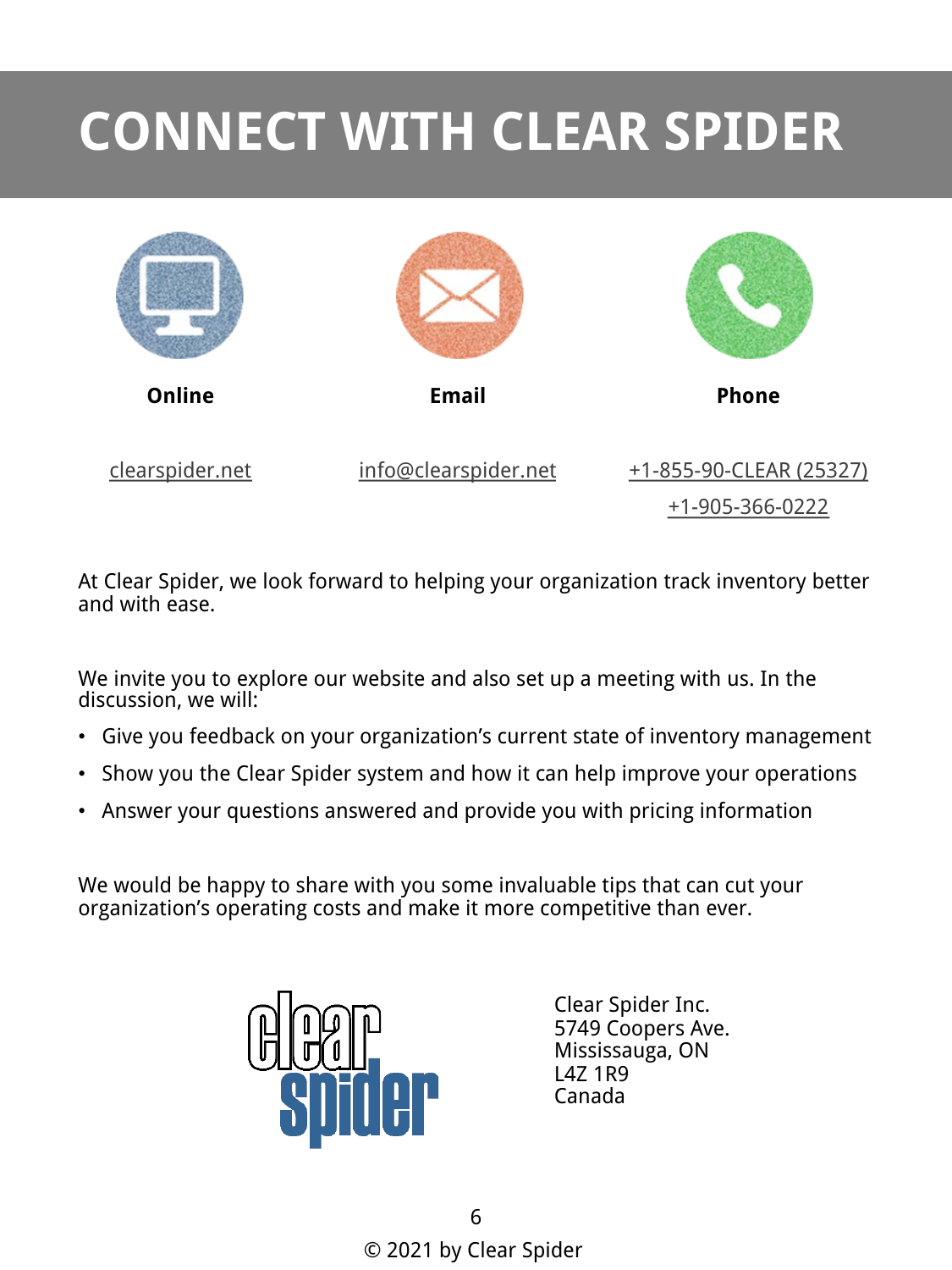# CONNECT WITH CLEAR SPIDER

**Online**

clearspider.net

**Email**

info@clearspider.net

**Phone**

+1-855-90-CLEAR (25327)

+1-905-366-0222

At Clear Spider, we look forward to helping your organization track inventory better and with ease.

We invite you to explore our website and also set up a meeting with us. In the discussion, we will:

- Give you feedback on your organization's current state of inventory management
- Show you the Clear Spider system and how it can help improve your operations
- Answer your questions answered and provide you with pricing information

We would be happy to share with you some invaluable tips that can cut your organization's operating costs and make it more competitive than ever.

clear spider

Clear Spider Inc.
5749 Coopers Ave.
Mississauga, ON
L4Z 1R9
Canada

© 2021 by Clear Spider